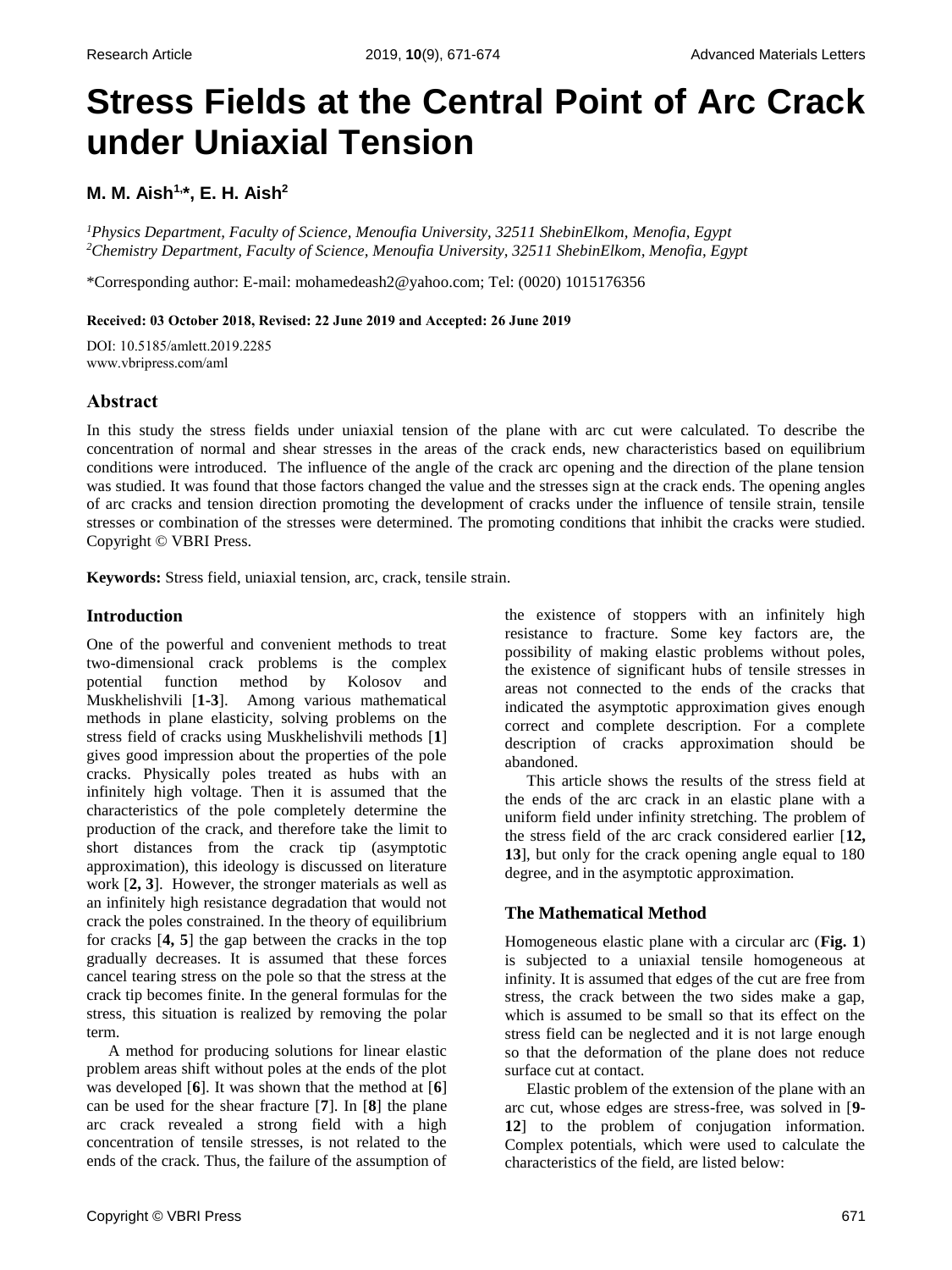Research Article

# Stress Fields at the Central Point of Arc Crack under Uniaxial Tension

**M. M. Aish[1,*], E. H. Aish[2]**

[1]*Physics Department, Faculty of Science, Menoufia University, 32511 ShebinElkom, Menofia, Egypt*
[2]*Chemistry Department, Faculty of Science, Menoufia University, 32511 ShebinElkom, Menofia, Egypt*

*Corresponding author: E-mail: mohamedeash2@yahoo.com; Tel: (0020) 1015176356

**Received: 03 October 2018, Revised: 22 June 2019 and Accepted: 26 June 2019**

DOI: 10.5185/amlett.2019.2285
www.vbripress.com/aml

## Abstract

In this study the stress fields under uniaxial tension of the plane with arc cut were calculated. To describe the concentration of normal and shear stresses in the areas of the crack ends, new characteristics based on equilibrium conditions were introduced. The influence of the angle of the crack arc opening and the direction of the plane tension was studied. It was found that those factors changed the value and the stresses sign at the crack ends. The opening angles of arc cracks and tension direction promoting the development of cracks under the influence of tensile strain, tensile stresses or combination of the stresses were determined. The promoting conditions that inhibit the cracks were studied. Copyright © VBRI Press.

**Keywords:** Stress field, uniaxial tension, arc, crack, tensile strain.

## Introduction

One of the powerful and convenient methods to treat two-dimensional crack problems is the complex potential function method by Kolosov and Muskhelishvili [**1-3**]. Among various mathematical methods in plane elasticity, solving problems on the stress field of cracks using Muskhelishvili methods [**1**] gives good impression about the properties of the pole cracks. Physically poles treated as hubs with an infinitely high voltage. Then it is assumed that the characteristics of the pole completely determine the production of the crack, and therefore take the limit to short distances from the crack tip (asymptotic approximation), this ideology is discussed on literature work [**2, 3**]. However, the stronger materials as well as an infinitely high resistance degradation that would not crack the poles constrained. In the theory of equilibrium for cracks [**4, 5**] the gap between the cracks in the top gradually decreases. It is assumed that these forces cancel tearing stress on the pole so that the stress at the crack tip becomes finite. In the general formulas for the stress, this situation is realized by removing the polar term.

A method for producing solutions for linear elastic problem areas shift without poles at the ends of the plot was developed [**6**]. It was shown that the method at [**6**] can be used for the shear fracture [**7**]. In [**8**] the plane arc crack revealed a strong field with a high concentration of tensile stresses, is not related to the ends of the crack. Thus, the failure of the assumption of the existence of stoppers with an infinitely high resistance to fracture. Some key factors are, the possibility of making elastic problems without poles, the existence of significant hubs of tensile stresses in areas not connected to the ends of the cracks that indicated the asymptotic approximation gives enough correct and complete description. For a complete description of cracks approximation should be abandoned.

This article shows the results of the stress field at the ends of the arc crack in an elastic plane with a uniform field under infinity stretching. The problem of the stress field of the arc crack considered earlier [**12, 13**], but only for the crack opening angle equal to 180 degree, and in the asymptotic approximation.

## The Mathematical Method

Homogeneous elastic plane with a circular arc (**Fig. 1**) is subjected to a uniaxial tensile homogeneous at infinity. It is assumed that edges of the cut are free from stress, the crack between the two sides make a gap, which is assumed to be small so that its effect on the stress field can be neglected and it is not large enough so that the deformation of the plane does not reduce surface cut at contact.

Elastic problem of the extension of the plane with an arc cut, whose edges are stress-free, was solved in [**9-12**] to the problem of conjugation information. Complex potentials, which were used to calculate the characteristics of the field, are listed below: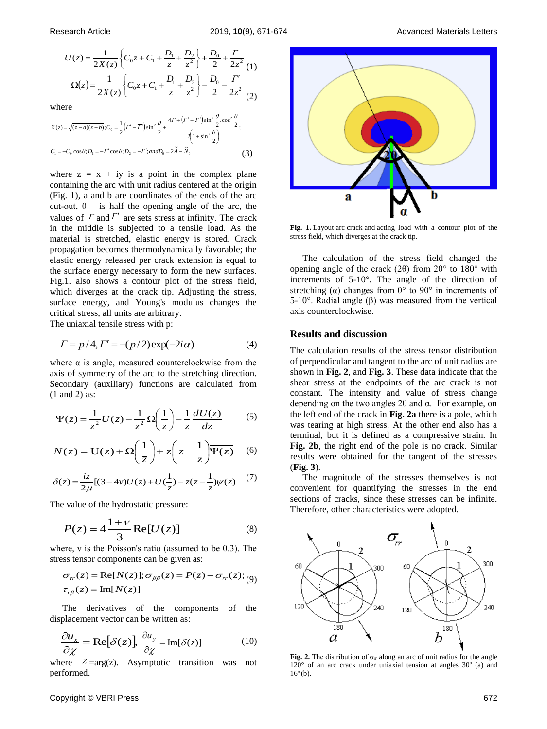$$U(z) = \frac{1}{2X(z)}\left\{C_0 z + C_1 + \frac{D_1}{z} + \frac{D_2}{z^2}\right\} + \frac{D_0}{2} + \frac{\overline{\Gamma}}{2z^2} \quad (1)$$

$$\Omega(z) = \frac{1}{2X(z)}\left\{C_0 z + C_1 + \frac{D_1}{z} + \frac{D_2}{z^2}\right\} - \frac{D_0}{2} - \frac{\overline{\Gamma'}}{2z^2} \quad (2)$$

where

$$X(z) = \sqrt{(z-a)(z-b)};\ C_0 = \frac{1}{2}\left(\Gamma' - \overline{\Gamma'}\right)\sin^2\frac{\theta}{2} + \frac{4\Gamma + \left(\Gamma' + \overline{\Gamma'}\right)\sin^2\frac{\theta}{2}.\cos^2\frac{\theta}{2}}{2\left(1+\sin^2\frac{\theta}{2}\right)};$$

$$C_1 = -C_0\cos\theta;\ D_1 = -\overline{\Gamma'}\cos\theta;\ D_2 = -\overline{\Gamma'};\ and D_0 = 2\tilde{A} - \tilde{N}_0 \quad (3)$$

where z = x + iy is a point in the complex plane containing the arc with unit radius centered at the origin (Fig. 1), a and b are coordinates of the ends of the arc cut-out, θ – is half the opening angle of the arc, the values of $\Gamma$ and $\Gamma'$ are sets stress at infinity. The crack in the middle is subjected to a tensile load. As the material is stretched, elastic energy is stored. Crack propagation becomes thermodynamically favorable; the elastic energy released per crack extension is equal to the surface energy necessary to form the new surfaces. Fig.1. also shows a contour plot of the stress field, which diverges at the crack tip. Adjusting the stress, surface energy, and Young's modulus changes the critical stress, all units are arbitrary.

The uniaxial tensile stress with p:

$$\Gamma = p/4, \Gamma' = -(p/2)\exp(-2i\alpha) \quad (4)$$

where α is angle, measured counterclockwise from the axis of symmetry of the arc to the stretching direction. Secondary (auxiliary) functions are calculated from (1 and 2) as:

$$\Psi(z) = \frac{1}{z^2}U(z) - \frac{1}{z^2}\overline{\Omega\left(\frac{1}{\overline{z}}\right)} - \frac{1}{z}\frac{dU(z)}{dz} \quad (5)$$

$$N(z) = U(z) + \Omega\left(\frac{1}{\overline{z}}\right) + \overline{z}\left(\overline{z} \quad \frac{1}{z}\right)\overline{\Psi(z)} \quad (6)$$

$$\delta(z) = \frac{iz}{2\mu}[(3-4\nu)U(z) + U(\frac{1}{z}) - z(z - \frac{1}{z})\psi(z) \quad (7)$$

The value of the hydrostatic pressure:

$$P(z) = 4\frac{1+\nu}{3}\mathrm{Re}[U(z)] \quad (8)$$

where, ν is the Poisson's ratio (assumed to be 0.3). The stress tensor components can be given as:

$$\sigma_{rr}(z) = \mathrm{Re}[N(z)];\ \sigma_{\beta\beta}(z) = P(z) - \sigma_{rr}(z);\ \tau_{r\beta}(z) = \mathrm{Im}[N(z)] \quad (9)$$

The derivatives of the components of the displacement vector can be written as:

$$\frac{\partial u_x}{\partial \chi} = \mathrm{Re}[\delta(z)],\ \frac{\partial u_y}{\partial \chi} = \mathrm{Im}[\delta(z)] \quad (10)$$

where $\chi$ =arg(z). Asymptotic transition was not performed.

**Fig. 1.** Layout arc crack and acting load with a contour plot of the stress field, which diverges at the crack tip.

The calculation of the stress field changed the opening angle of the crack (2θ) from 20° to 180° with increments of 5-10°. The angle of the direction of stretching (α) changes from 0° to 90° in increments of 5-10°. Radial angle (β) was measured from the vertical axis counterclockwise.

## Results and discussion

The calculation results of the stress tensor distribution of perpendicular and tangent to the arc of unit radius are shown in **Fig. 2**, and **Fig. 3**. These data indicate that the shear stress at the endpoints of the arc crack is not constant. The intensity and value of stress change depending on the two angles 2θ and α. For example, on the left end of the crack in **Fig. 2a** there is a pole, which was tearing at high stress. At the other end also has a terminal, but it is defined as a compressive strain. In **Fig. 2b**, the right end of the pole is no crack. Similar results were obtained for the tangent of the stresses (**Fig. 3**).

The magnitude of the stresses themselves is not convenient for quantifying the stresses in the end sections of cracks, since these stresses can be infinite. Therefore, other characteristics were adopted.

**Fig. 2.** The distribution of $\sigma_{rr}$ along an arc of unit radius for the angle 120° of an arc crack under uniaxial tension at angles 30° (a) and 16° (b).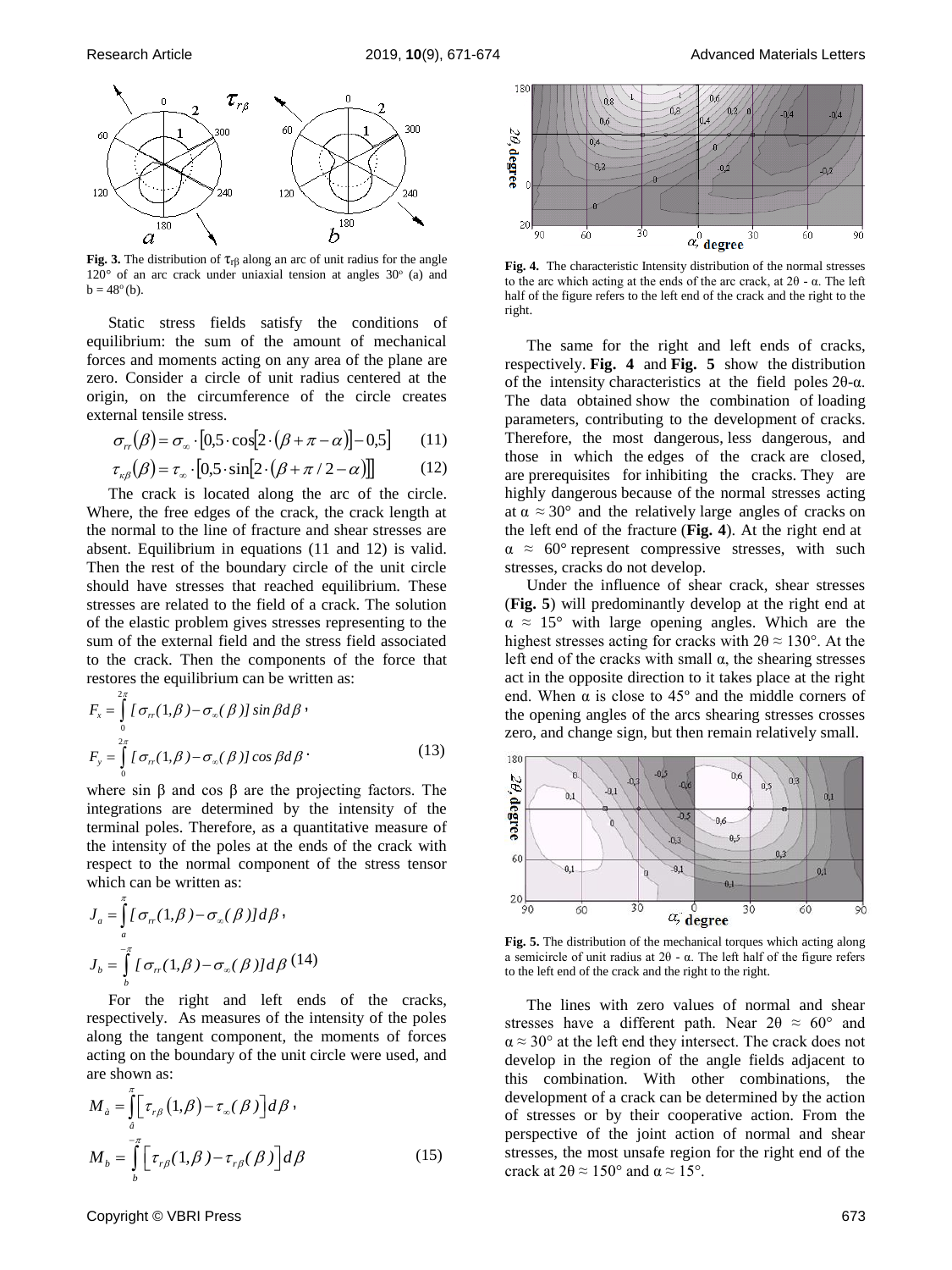**Fig. 3.** The distribution of $\tau_{r\beta}$ along an arc of unit radius for the angle 120° of an arc crack under uniaxial tension at angles 30° (a) and b = 48° (b).

Static stress fields satisfy the conditions of equilibrium: the sum of the amount of mechanical forces and moments acting on any area of the plane are zero. Consider a circle of unit radius centered at the origin, on the circumference of the circle creates external tensile stress.

$$\sigma_{rr}(\beta) = \sigma_\infty \cdot [0{,}5 \cdot \cos[2 \cdot (\beta + \pi - \alpha)] - 0{,}5] \quad (11)$$

$$\tau_{\kappa\beta}(\beta) = \tau_\infty \cdot [0{,}5 \cdot \sin[2 \cdot (\beta + \pi/2 - \alpha)]] \quad (12)$$

The crack is located along the arc of the circle. Where, the free edges of the crack, the crack length at the normal to the line of fracture and shear stresses are absent. Equilibrium in equations (11 and 12) is valid. Then the rest of the boundary circle of the unit circle should have stresses that reached equilibrium. These stresses are related to the field of a crack. The solution of the elastic problem gives stresses representing to the sum of the external field and the stress field associated to the crack. Then the components of the force that restores the equilibrium can be written as:

$$F_x = \int_0^{2\pi} [\sigma_{rr}(1,\beta) - \sigma_\infty(\beta)] \sin\beta d\beta,$$

$$F_y = \int_0^{2\pi} [\sigma_{rr}(1,\beta) - \sigma_\infty(\beta)] \cos\beta d\beta. \quad (13)$$

where sin β and cos β are the projecting factors. The integrations are determined by the intensity of the terminal poles. Therefore, as a quantitative measure of the intensity of the poles at the ends of the crack with respect to the normal component of the stress tensor which can be written as:

$$J_a = \int_a^{\pi} [\sigma_{rr}(1,\beta) - \sigma_\infty(\beta)] d\beta,$$

$$J_b = \int_b^{-\pi} [\sigma_{rr}(1,\beta) - \sigma_\infty(\beta)] d\beta \quad (14)$$

For the right and left ends of the cracks, respectively. As measures of the intensity of the poles along the tangent component, the moments of forces acting on the boundary of the unit circle were used, and are shown as:

$$M_a = \int_a^{\pi} \left[\tau_{r\beta}(1,\beta) - \tau_\infty(\beta)\right] d\beta,$$

$$M_b = \int_b^{-\pi} \left[\tau_{r\beta}(1,\beta) - \tau_{r\beta}(\beta)\right] d\beta \quad (15)$$

**Fig. 4.** The characteristic Intensity distribution of the normal stresses to the arc which acting at the ends of the arc crack, at 2θ - α. The left half of the figure refers to the left end of the crack and the right to the right.

The same for the right and left ends of cracks, respectively. **Fig. 4** and **Fig. 5** show the distribution of the intensity characteristics at the field poles 2θ-α. The data obtained show the combination of loading parameters, contributing to the development of cracks. Therefore, the most dangerous, less dangerous, and those in which the edges of the crack are closed, are prerequisites for inhibiting the cracks. They are highly dangerous because of the normal stresses acting at α ≈ 30° and the relatively large angles of cracks on the left end of the fracture (**Fig. 4**). At the right end at α ≈ 60° represent compressive stresses, with such stresses, cracks do not develop.

Under the influence of shear crack, shear stresses (**Fig. 5**) will predominantly develop at the right end at α ≈ 15° with large opening angles. Which are the highest stresses acting for cracks with 2θ ≈ 130°. At the left end of the cracks with small α, the shearing stresses act in the opposite direction to it takes place at the right end. When α is close to 45° and the middle corners of the opening angles of the arcs shearing stresses crosses zero, and change sign, but then remain relatively small.

**Fig. 5.** The distribution of the mechanical torques which acting along a semicircle of unit radius at 2θ - α. The left half of the figure refers to the left end of the crack and the right to the right.

The lines with zero values of normal and shear stresses have a different path. Near 2θ ≈ 60° and α ≈ 30° at the left end they intersect. The crack does not develop in the region of the angle fields adjacent to this combination. With other combinations, the development of a crack can be determined by the action of stresses or by their cooperative action. From the perspective of the joint action of normal and shear stresses, the most unsafe region for the right end of the crack at 2θ ≈ 150° and α ≈ 15°.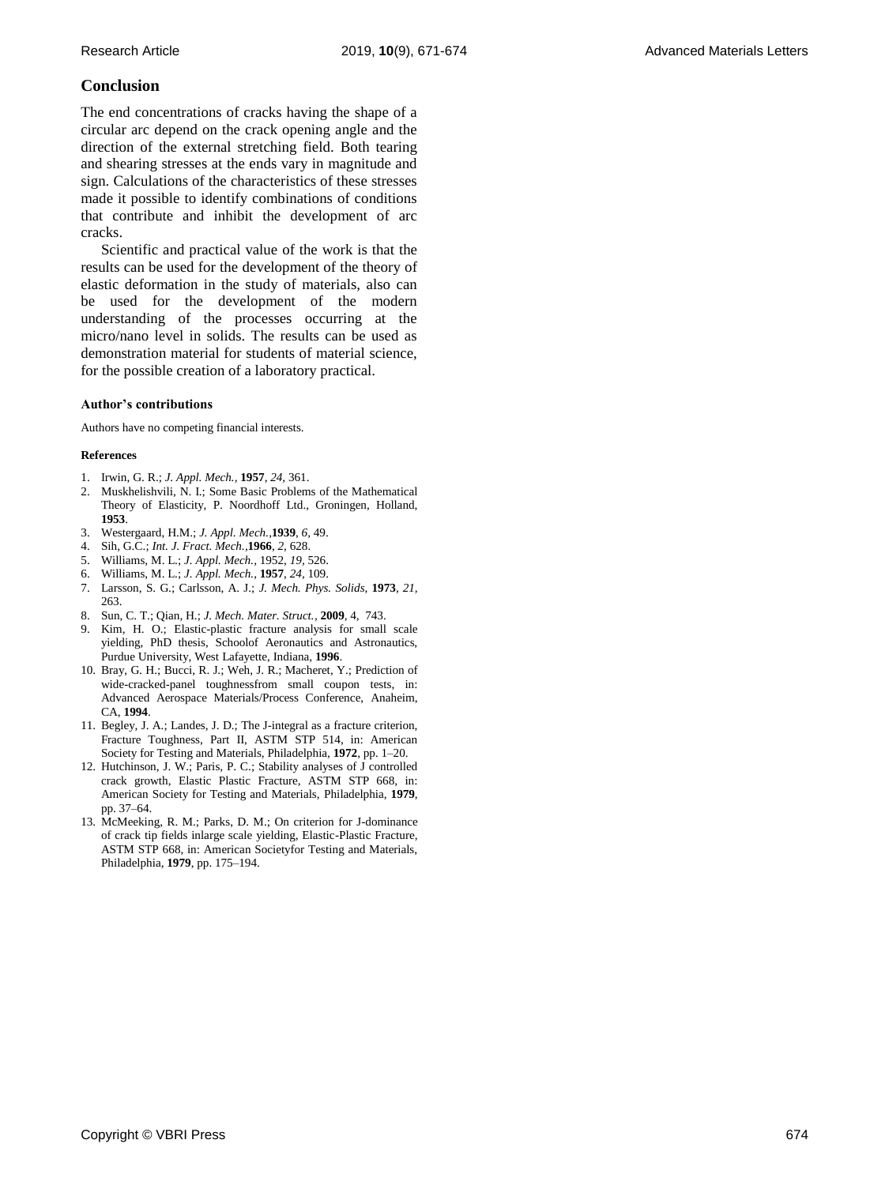## Conclusion

The end concentrations of cracks having the shape of a circular arc depend on the crack opening angle and the direction of the external stretching field. Both tearing and shearing stresses at the ends vary in magnitude and sign. Calculations of the characteristics of these stresses made it possible to identify combinations of conditions that contribute and inhibit the development of arc cracks.

Scientific and practical value of the work is that the results can be used for the development of the theory of elastic deformation in the study of materials, also can be used for the development of the modern understanding of the processes occurring at the micro/nano level in solids. The results can be used as demonstration material for students of material science, for the possible creation of a laboratory practical.

#### Author's contributions

Authors have no competing financial interests.

#### References

1. Irwin, G. R.; *J. Appl. Mech.*, **1957**, *24*, 361.
2. Muskhelishvili, N. I.; Some Basic Problems of the Mathematical Theory of Elasticity, P. Noordhoff Ltd., Groningen, Holland, **1953**.
3. Westergaard, H.M.; *J. Appl. Mech.*,**1939**, *6*, 49.
4. Sih, G.C.; *Int. J. Fract. Mech.*,**1966**, *2*, 628.
5. Williams, M. L.; *J. Appl. Mech.*, 1952, *19*, 526.
6. Williams, M. L.; *J. Appl. Mech.*, **1957**, *24*, 109.
7. Larsson, S. G.; Carlsson, A. J.; *J. Mech. Phys. Solids*, **1973**, *21*, 263.
8. Sun, C. T.; Qian, H.; *J. Mech. Mater. Struct.*, **2009**, 4, 743.
9. Kim, H. O.; Elastic-plastic fracture analysis for small scale yielding, PhD thesis, Schoolof Aeronautics and Astronautics, Purdue University, West Lafayette, Indiana, **1996**.
10. Bray, G. H.; Bucci, R. J.; Weh, J. R.; Macheret, Y.; Prediction of wide-cracked-panel toughnessfrom small coupon tests, in: Advanced Aerospace Materials/Process Conference, Anaheim, CA, **1994**.
11. Begley, J. A.; Landes, J. D.; The J-integral as a fracture criterion, Fracture Toughness, Part II, ASTM STP 514, in: American Society for Testing and Materials, Philadelphia, **1972**, pp. 1–20.
12. Hutchinson, J. W.; Paris, P. C.; Stability analyses of J controlled crack growth, Elastic Plastic Fracture, ASTM STP 668, in: American Society for Testing and Materials, Philadelphia, **1979**, pp. 37–64.
13. McMeeking, R. M.; Parks, D. M.; On criterion for J-dominance of crack tip fields inlarge scale yielding, Elastic-Plastic Fracture, ASTM STP 668, in: American Societyfor Testing and Materials, Philadelphia, **1979**, pp. 175–194.